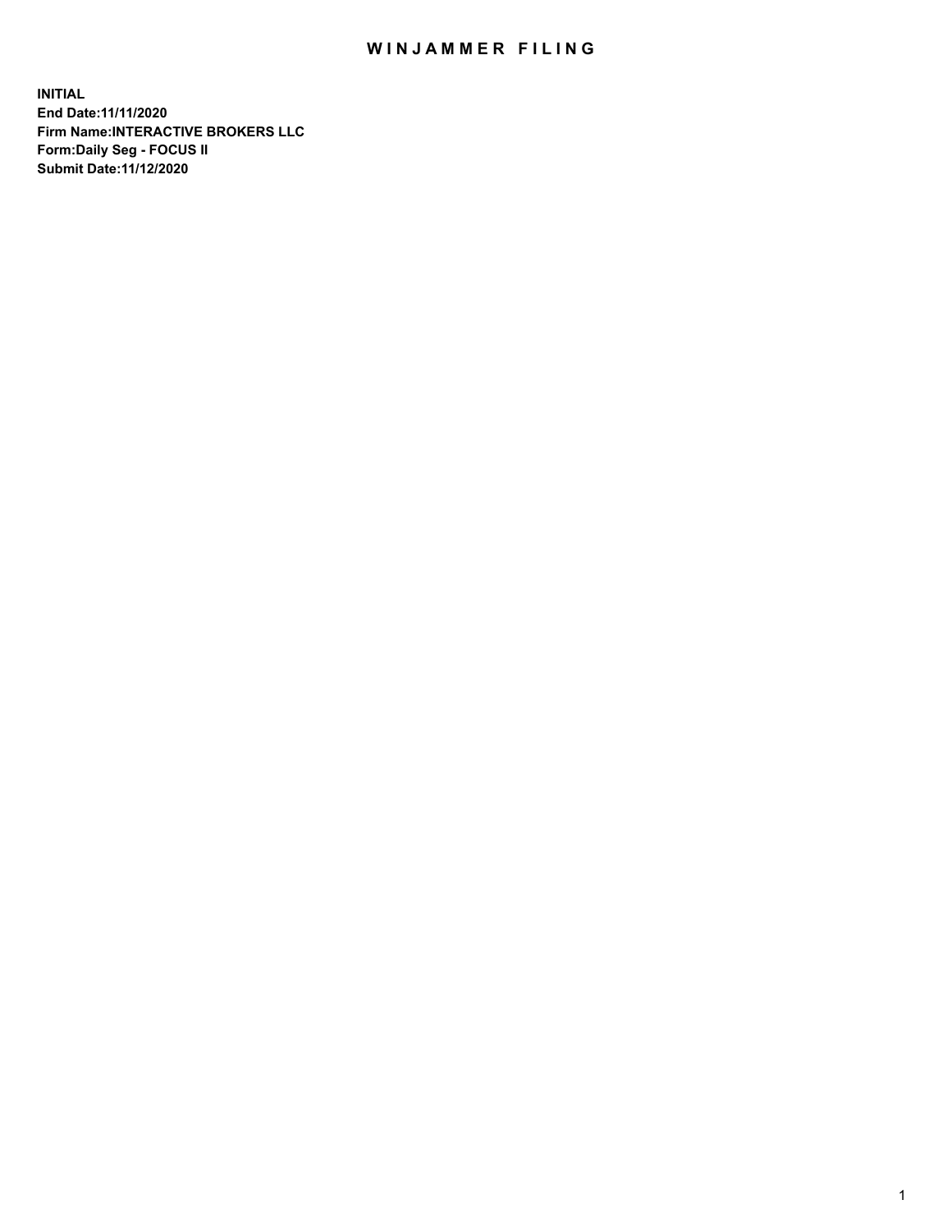# WINJAMMER FILING

**INITIAL**
**End Date:11/11/2020**
**Firm Name:INTERACTIVE BROKERS LLC**
**Form:Daily Seg - FOCUS II**
**Submit Date:11/12/2020**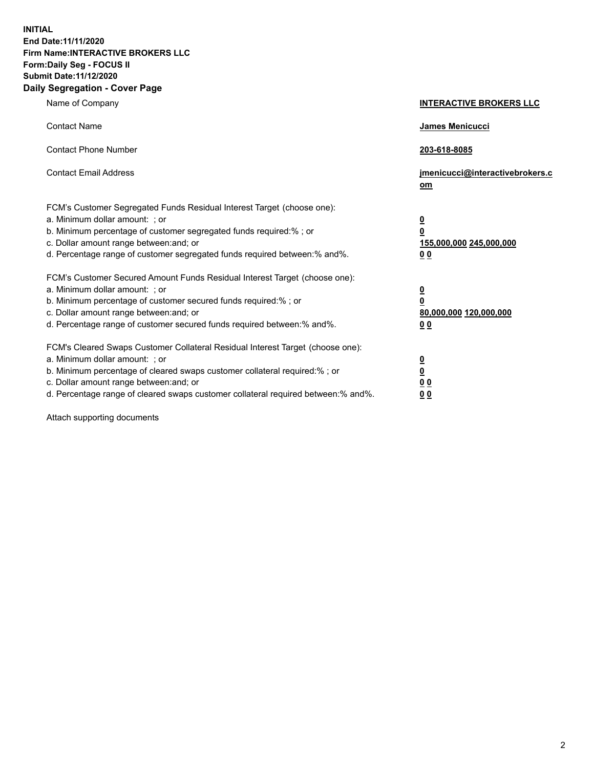**INITIAL**
**End Date:11/11/2020**
**Firm Name:INTERACTIVE BROKERS LLC**
**Form:Daily Seg - FOCUS II**
**Submit Date:11/12/2020**

## Daily Segregation - Cover Page

| | |
|---|---|
| Name of Company | **INTERACTIVE BROKERS LLC** |
| Contact Name | **James Menicucci** |
| Contact Phone Number | **203-618-8085** |
| Contact Email Address | **jmenicucci@interactivebrokers.com** |

FCM's Customer Segregated Funds Residual Interest Target (choose one):

| | |
|---|---|
| a. Minimum dollar amount: ; or | **0** |
| b. Minimum percentage of customer segregated funds required:% ; or | **0** |
| c. Dollar amount range between:and; or | **155,000,000 245,000,000** |
| d. Percentage range of customer segregated funds required between:% and%. | **0 0** |

FCM's Customer Secured Amount Funds Residual Interest Target (choose one):

| | |
|---|---|
| a. Minimum dollar amount: ; or | **0** |
| b. Minimum percentage of customer secured funds required:% ; or | **0** |
| c. Dollar amount range between:and; or | **80,000,000 120,000,000** |
| d. Percentage range of customer secured funds required between:% and%. | **0 0** |

FCM's Cleared Swaps Customer Collateral Residual Interest Target (choose one):

| | |
|---|---|
| a. Minimum dollar amount: ; or | **0** |
| b. Minimum percentage of cleared swaps customer collateral required:% ; or | **0** |
| c. Dollar amount range between:and; or | **0 0** |
| d. Percentage range of cleared swaps customer collateral required between:% and%. | **0 0** |

Attach supporting documents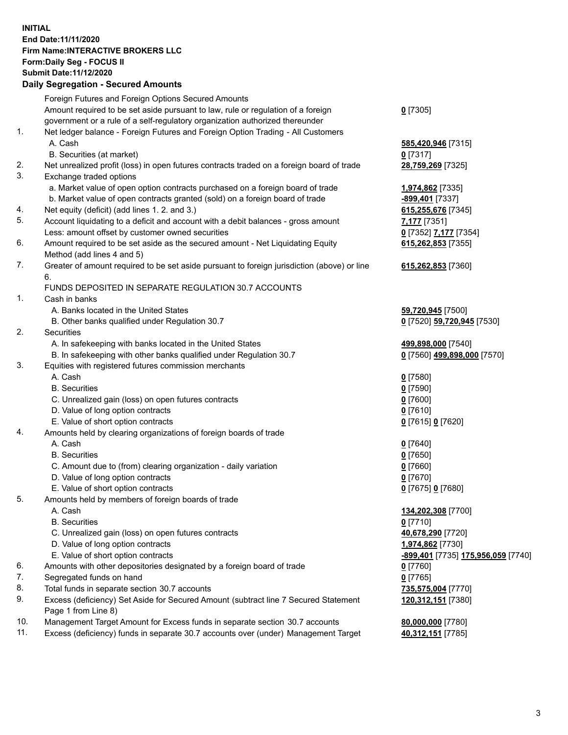**INITIAL**
**End Date:11/11/2020**
**Firm Name:INTERACTIVE BROKERS LLC**
**Form:Daily Seg - FOCUS II**
**Submit Date:11/12/2020**
**Daily Segregation - Secured Amounts**

| | | |
|---|---|---|
| | Foreign Futures and Foreign Options Secured Amounts | |
| | Amount required to be set aside pursuant to law, rule or regulation of a foreign government or a rule of a self-regulatory organization authorized thereunder | **0** [7305] |
| 1. | Net ledger balance - Foreign Futures and Foreign Option Trading - All Customers | |
| | A. Cash | **585,420,946** [7315] |
| | B. Securities (at market) | **0** [7317] |
| 2. | Net unrealized profit (loss) in open futures contracts traded on a foreign board of trade | **28,759,269** [7325] |
| 3. | Exchange traded options | |
| | a. Market value of open option contracts purchased on a foreign board of trade | **1,974,862** [7335] |
| | b. Market value of open contracts granted (sold) on a foreign board of trade | **-899,401** [7337] |
| 4. | Net equity (deficit) (add lines 1. 2. and 3.) | **615,255,676** [7345] |
| 5. | Account liquidating to a deficit and account with a debit balances - gross amount | **7,177** [7351] |
| | Less: amount offset by customer owned securities | **0** [7352] **7,177** [7354] |
| 6. | Amount required to be set aside as the secured amount - Net Liquidating Equity Method (add lines 4 and 5) | **615,262,853** [7355] |
| 7. | Greater of amount required to be set aside pursuant to foreign jurisdiction (above) or line 6. | **615,262,853** [7360] |
| | FUNDS DEPOSITED IN SEPARATE REGULATION 30.7 ACCOUNTS | |
| 1. | Cash in banks | |
| | A. Banks located in the United States | **59,720,945** [7500] |
| | B. Other banks qualified under Regulation 30.7 | **0** [7520] **59,720,945** [7530] |
| 2. | Securities | |
| | A. In safekeeping with banks located in the United States | **499,898,000** [7540] |
| | B. In safekeeping with other banks qualified under Regulation 30.7 | **0** [7560] **499,898,000** [7570] |
| 3. | Equities with registered futures commission merchants | |
| | A. Cash | **0** [7580] |
| | B. Securities | **0** [7590] |
| | C. Unrealized gain (loss) on open futures contracts | **0** [7600] |
| | D. Value of long option contracts | **0** [7610] |
| | E. Value of short option contracts | **0** [7615] **0** [7620] |
| 4. | Amounts held by clearing organizations of foreign boards of trade | |
| | A. Cash | **0** [7640] |
| | B. Securities | **0** [7650] |
| | C. Amount due to (from) clearing organization - daily variation | **0** [7660] |
| | D. Value of long option contracts | **0** [7670] |
| | E. Value of short option contracts | **0** [7675] **0** [7680] |
| 5. | Amounts held by members of foreign boards of trade | |
| | A. Cash | **134,202,308** [7700] |
| | B. Securities | **0** [7710] |
| | C. Unrealized gain (loss) on open futures contracts | **40,678,290** [7720] |
| | D. Value of long option contracts | **1,974,862** [7730] |
| | E. Value of short option contracts | **-899,401** [7735] **175,956,059** [7740] |
| 6. | Amounts with other depositories designated by a foreign board of trade | **0** [7760] |
| 7. | Segregated funds on hand | **0** [7765] |
| 8. | Total funds in separate section 30.7 accounts | **735,575,004** [7770] |
| 9. | Excess (deficiency) Set Aside for Secured Amount (subtract line 7 Secured Statement Page 1 from Line 8) | **120,312,151** [7380] |
| 10. | Management Target Amount for Excess funds in separate section 30.7 accounts | **80,000,000** [7780] |
| 11. | Excess (deficiency) funds in separate 30.7 accounts over (under) Management Target | **40,312,151** [7785] |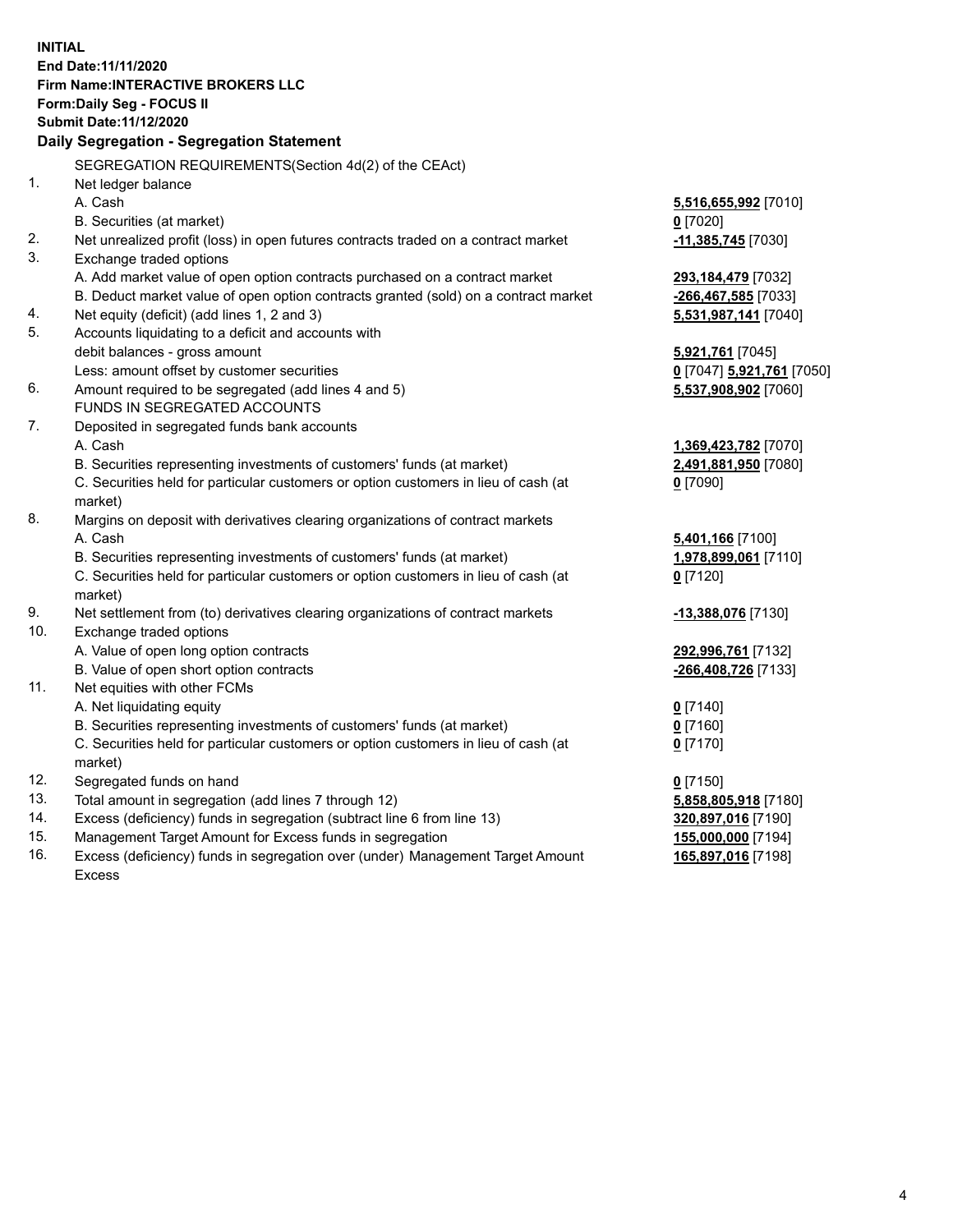**INITIAL**
**End Date:11/11/2020**
**Firm Name:INTERACTIVE BROKERS LLC**
**Form:Daily Seg - FOCUS II**
**Submit Date:11/12/2020**

**Daily Segregation - Segregation Statement**

SEGREGATION REQUIREMENTS(Section 4d(2) of the CEAct)

| | | |
|---|---|---|
| 1. | Net ledger balance | |
| | A. Cash | **5,516,655,992** [7010] |
| | B. Securities (at market) | **0** [7020] |
| 2. | Net unrealized profit (loss) in open futures contracts traded on a contract market | **-11,385,745** [7030] |
| 3. | Exchange traded options | |
| | A. Add market value of open option contracts purchased on a contract market | **293,184,479** [7032] |
| | B. Deduct market value of open option contracts granted (sold) on a contract market | **-266,467,585** [7033] |
| 4. | Net equity (deficit) (add lines 1, 2 and 3) | **5,531,987,141** [7040] |
| 5. | Accounts liquidating to a deficit and accounts with debit balances - gross amount | **5,921,761** [7045] |
| | Less: amount offset by customer securities | **0** [7047] **5,921,761** [7050] |
| 6. | Amount required to be segregated (add lines 4 and 5) | **5,537,908,902** [7060] |
| | FUNDS IN SEGREGATED ACCOUNTS | |
| 7. | Deposited in segregated funds bank accounts | |
| | A. Cash | **1,369,423,782** [7070] |
| | B. Securities representing investments of customers' funds (at market) | **2,491,881,950** [7080] |
| | C. Securities held for particular customers or option customers in lieu of cash (at market) | **0** [7090] |
| 8. | Margins on deposit with derivatives clearing organizations of contract markets | |
| | A. Cash | **5,401,166** [7100] |
| | B. Securities representing investments of customers' funds (at market) | **1,978,899,061** [7110] |
| | C. Securities held for particular customers or option customers in lieu of cash (at market) | **0** [7120] |
| 9. | Net settlement from (to) derivatives clearing organizations of contract markets | **-13,388,076** [7130] |
| 10. | Exchange traded options | |
| | A. Value of open long option contracts | **292,996,761** [7132] |
| | B. Value of open short option contracts | **-266,408,726** [7133] |
| 11. | Net equities with other FCMs | |
| | A. Net liquidating equity | **0** [7140] |
| | B. Securities representing investments of customers' funds (at market) | **0** [7160] |
| | C. Securities held for particular customers or option customers in lieu of cash (at market) | **0** [7170] |
| 12. | Segregated funds on hand | **0** [7150] |
| 13. | Total amount in segregation (add lines 7 through 12) | **5,858,805,918** [7180] |
| 14. | Excess (deficiency) funds in segregation (subtract line 6 from line 13) | **320,897,016** [7190] |
| 15. | Management Target Amount for Excess funds in segregation | **155,000,000** [7194] |
| 16. | Excess (deficiency) funds in segregation over (under) Management Target Amount Excess | **165,897,016** [7198] |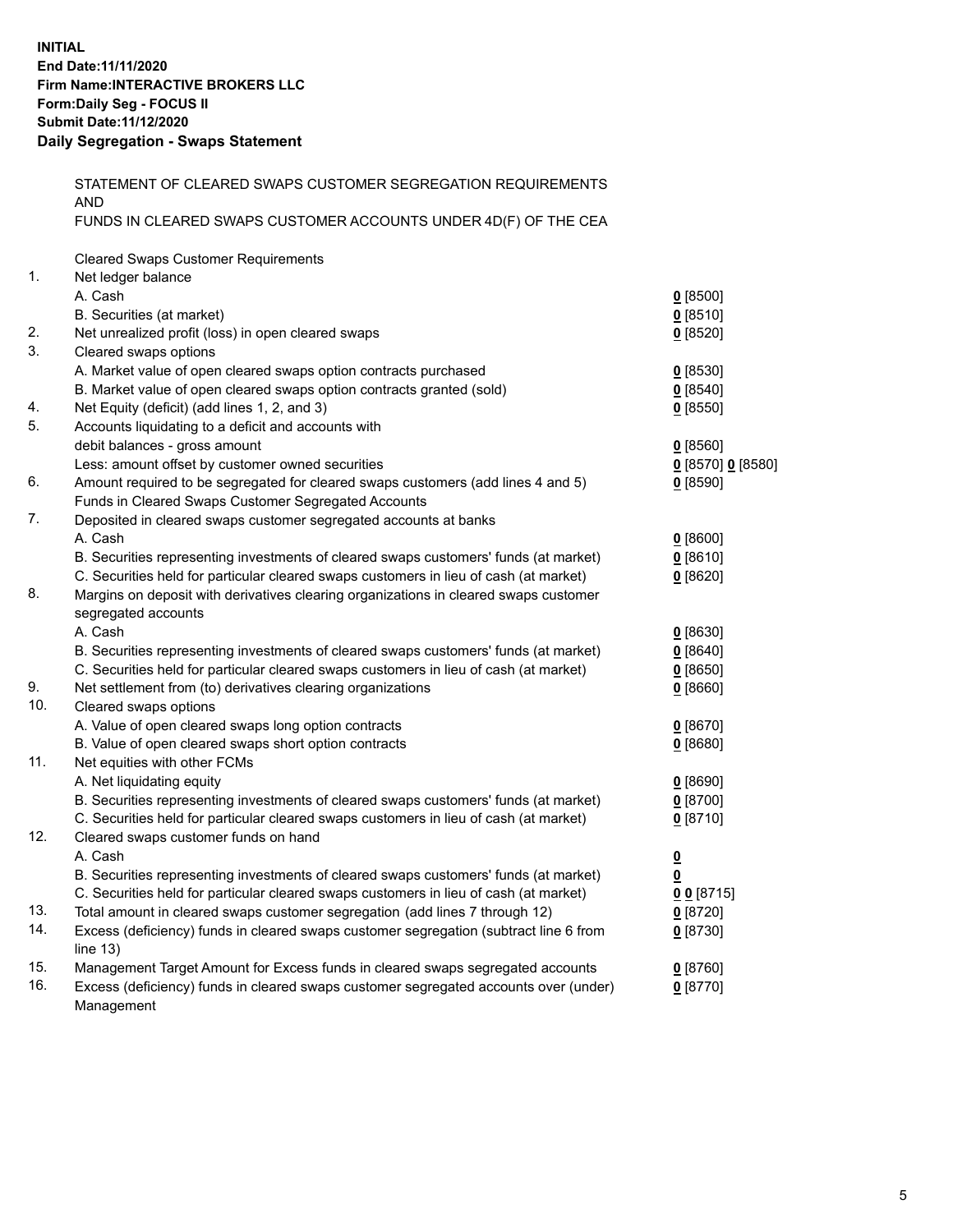**INITIAL**
**End Date:11/11/2020**
**Firm Name:INTERACTIVE BROKERS LLC**
**Form:Daily Seg - FOCUS II**
**Submit Date:11/12/2020**
**Daily Segregation - Swaps Statement**

STATEMENT OF CLEARED SWAPS CUSTOMER SEGREGATION REQUIREMENTS AND FUNDS IN CLEARED SWAPS CUSTOMER ACCOUNTS UNDER 4D(F) OF THE CEA

| | | |
|---|---|---|
| | Cleared Swaps Customer Requirements | |
| 1. | Net ledger balance | |
| | A. Cash | 0 [8500] |
| | B. Securities (at market) | 0 [8510] |
| 2. | Net unrealized profit (loss) in open cleared swaps | 0 [8520] |
| 3. | Cleared swaps options | |
| | A. Market value of open cleared swaps option contracts purchased | 0 [8530] |
| | B. Market value of open cleared swaps option contracts granted (sold) | 0 [8540] |
| 4. | Net Equity (deficit) (add lines 1, 2, and 3) | 0 [8550] |
| 5. | Accounts liquidating to a deficit and accounts with | |
| | debit balances - gross amount | 0 [8560] |
| | Less: amount offset by customer owned securities | 0 [8570] 0 [8580] |
| 6. | Amount required to be segregated for cleared swaps customers (add lines 4 and 5) | 0 [8590] |
| | Funds in Cleared Swaps Customer Segregated Accounts | |
| 7. | Deposited in cleared swaps customer segregated accounts at banks | |
| | A. Cash | 0 [8600] |
| | B. Securities representing investments of cleared swaps customers' funds (at market) | 0 [8610] |
| | C. Securities held for particular cleared swaps customers in lieu of cash (at market) | 0 [8620] |
| 8. | Margins on deposit with derivatives clearing organizations in cleared swaps customer segregated accounts | |
| | A. Cash | 0 [8630] |
| | B. Securities representing investments of cleared swaps customers' funds (at market) | 0 [8640] |
| | C. Securities held for particular cleared swaps customers in lieu of cash (at market) | 0 [8650] |
| 9. | Net settlement from (to) derivatives clearing organizations | 0 [8660] |
| 10. | Cleared swaps options | |
| | A. Value of open cleared swaps long option contracts | 0 [8670] |
| | B. Value of open cleared swaps short option contracts | 0 [8680] |
| 11. | Net equities with other FCMs | |
| | A. Net liquidating equity | 0 [8690] |
| | B. Securities representing investments of cleared swaps customers' funds (at market) | 0 [8700] |
| | C. Securities held for particular cleared swaps customers in lieu of cash (at market) | 0 [8710] |
| 12. | Cleared swaps customer funds on hand | |
| | A. Cash | 0 |
| | B. Securities representing investments of cleared swaps customers' funds (at market) | 0 |
| | C. Securities held for particular cleared swaps customers in lieu of cash (at market) | 0 0 [8715] |
| 13. | Total amount in cleared swaps customer segregation (add lines 7 through 12) | 0 [8720] |
| 14. | Excess (deficiency) funds in cleared swaps customer segregation (subtract line 6 from line 13) | 0 [8730] |
| 15. | Management Target Amount for Excess funds in cleared swaps segregated accounts | 0 [8760] |
| 16. | Excess (deficiency) funds in cleared swaps customer segregated accounts over (under) Management | 0 [8770] |